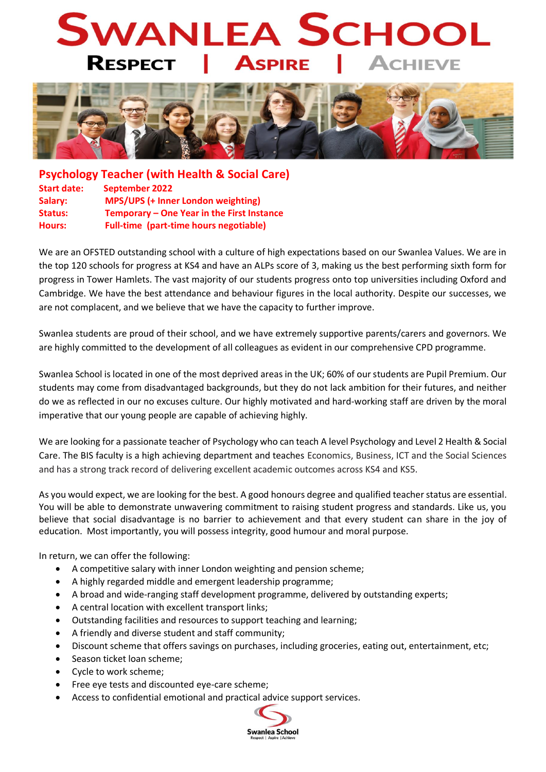# Swanlea School

**Respect | Aspire | Achieve**

## Psychology Teacher (with Health & Social Care)

**Start date:** September 2022
**Salary:** MPS/UPS (+ Inner London weighting)
**Status:** Temporary – One Year in the First Instance
**Hours:** Full-time (part-time hours negotiable)

We are an OFSTED outstanding school with a culture of high expectations based on our Swanlea Values. We are in the top 120 schools for progress at KS4 and have an ALPs score of 3, making us the best performing sixth form for progress in Tower Hamlets. The vast majority of our students progress onto top universities including Oxford and Cambridge. We have the best attendance and behaviour figures in the local authority. Despite our successes, we are not complacent, and we believe that we have the capacity to further improve.

Swanlea students are proud of their school, and we have extremely supportive parents/carers and governors. We are highly committed to the development of all colleagues as evident in our comprehensive CPD programme.

Swanlea School is located in one of the most deprived areas in the UK; 60% of our students are Pupil Premium. Our students may come from disadvantaged backgrounds, but they do not lack ambition for their futures, and neither do we as reflected in our no excuses culture. Our highly motivated and hard-working staff are driven by the moral imperative that our young people are capable of achieving highly.

We are looking for a passionate teacher of Psychology who can teach A level Psychology and Level 2 Health & Social Care. The BIS faculty is a high achieving department and teaches Economics, Business, ICT and the Social Sciences and has a strong track record of delivering excellent academic outcomes across KS4 and KS5.

As you would expect, we are looking for the best. A good honours degree and qualified teacher status are essential. You will be able to demonstrate unwavering commitment to raising student progress and standards. Like us, you believe that social disadvantage is no barrier to achievement and that every student can share in the joy of education. Most importantly, you will possess integrity, good humour and moral purpose.

In return, we can offer the following:

- A competitive salary with inner London weighting and pension scheme;
- A highly regarded middle and emergent leadership programme;
- A broad and wide-ranging staff development programme, delivered by outstanding experts;
- A central location with excellent transport links;
- Outstanding facilities and resources to support teaching and learning;
- A friendly and diverse student and staff community;
- Discount scheme that offers savings on purchases, including groceries, eating out, entertainment, etc;
- Season ticket loan scheme;
- Cycle to work scheme;
- Free eye tests and discounted eye-care scheme;
- Access to confidential emotional and practical advice support services.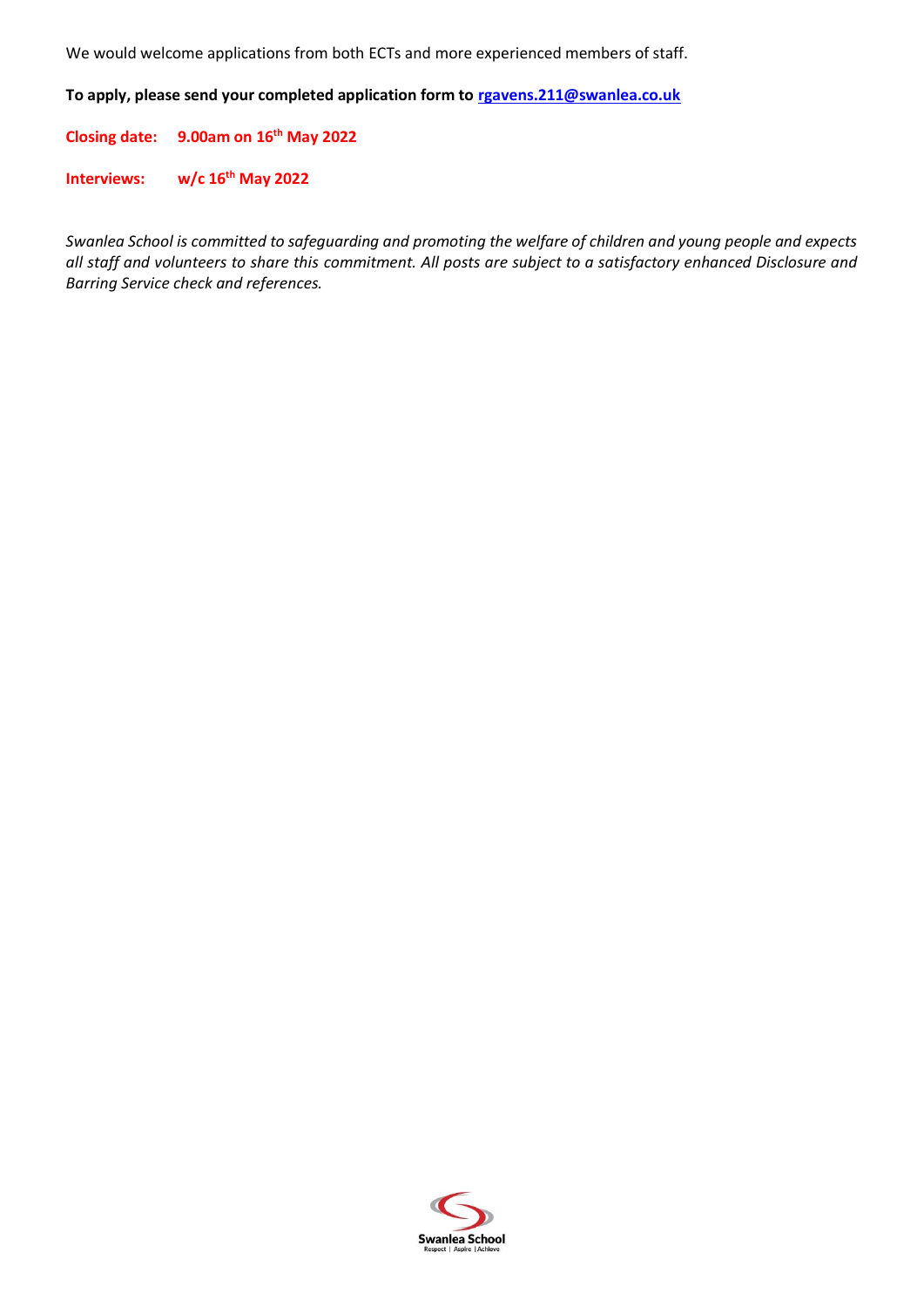We would welcome applications from both ECTs and more experienced members of staff.

**To apply, please send your completed application form to [rgavens.211@swanlea.co.uk](mailto:rgavens.211@swanlea.co.uk)**

**Closing date: 9.00am on 16th May 2022**

**Interviews: w/c 16th May 2022**

*Swanlea School is committed to safeguarding and promoting the welfare of children and young people and expects all staff and volunteers to share this commitment. All posts are subject to a satisfactory enhanced Disclosure and Barring Service check and references.*

Swanlea School
Respect | Aspire | Achieve